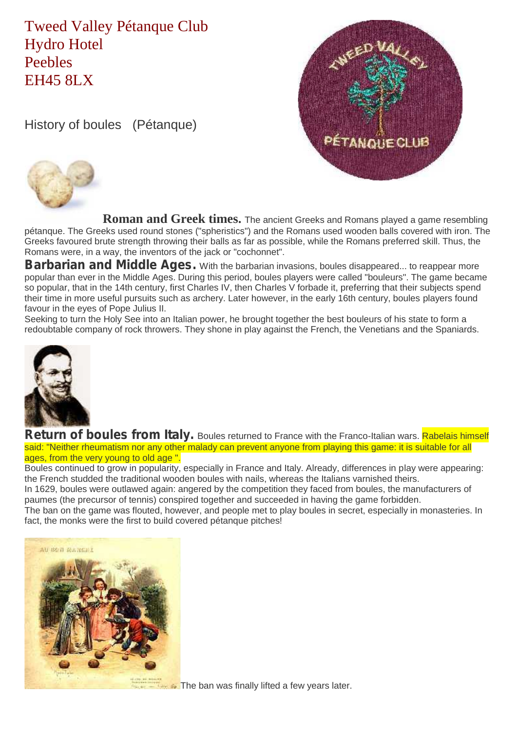Tweed Valley Pétanque Club
Hydro Hotel
Peebles
EH45 8LX

History of boules (Pétanque)

**Roman and Greek times.** The ancient Greeks and Romans played a game resembling pétanque. The Greeks used round stones ("spheristics") and the Romans used wooden balls covered with iron. The Greeks favoured brute strength throwing their balls as far as possible, while the Romans preferred skill. Thus, the Romans were, in a way, the inventors of the jack or "cochonnet".

**Barbarian and Middle Ages.** With the barbarian invasions, boules disappeared... to reappear more popular than ever in the Middle Ages. During this period, boules players were called "bouleurs". The game became so popular, that in the 14th century, first Charles IV, then Charles V forbade it, preferring that their subjects spend their time in more useful pursuits such as archery. Later however, in the early 16th century, boules players found favour in the eyes of Pope Julius II.

Seeking to turn the Holy See into an Italian power, he brought together the best bouleurs of his state to form a redoubtable company of rock throwers. They shone in play against the French, the Venetians and the Spaniards.

**Return of boules from Italy.** Boules returned to France with the Franco-Italian wars. Rabelais himself said: "Neither rheumatism nor any other malady can prevent anyone from playing this game: it is suitable for all ages, from the very young to old age ".

Boules continued to grow in popularity, especially in France and Italy. Already, differences in play were appearing: the French studded the traditional wooden boules with nails, whereas the Italians varnished theirs.

In 1629, boules were outlawed again: angered by the competition they faced from boules, the manufacturers of paumes (the precursor of tennis) conspired together and succeeded in having the game forbidden.

The ban on the game was flouted, however, and people met to play boules in secret, especially in monasteries. In fact, the monks were the first to build covered pétanque pitches!

The ban was finally lifted a few years later.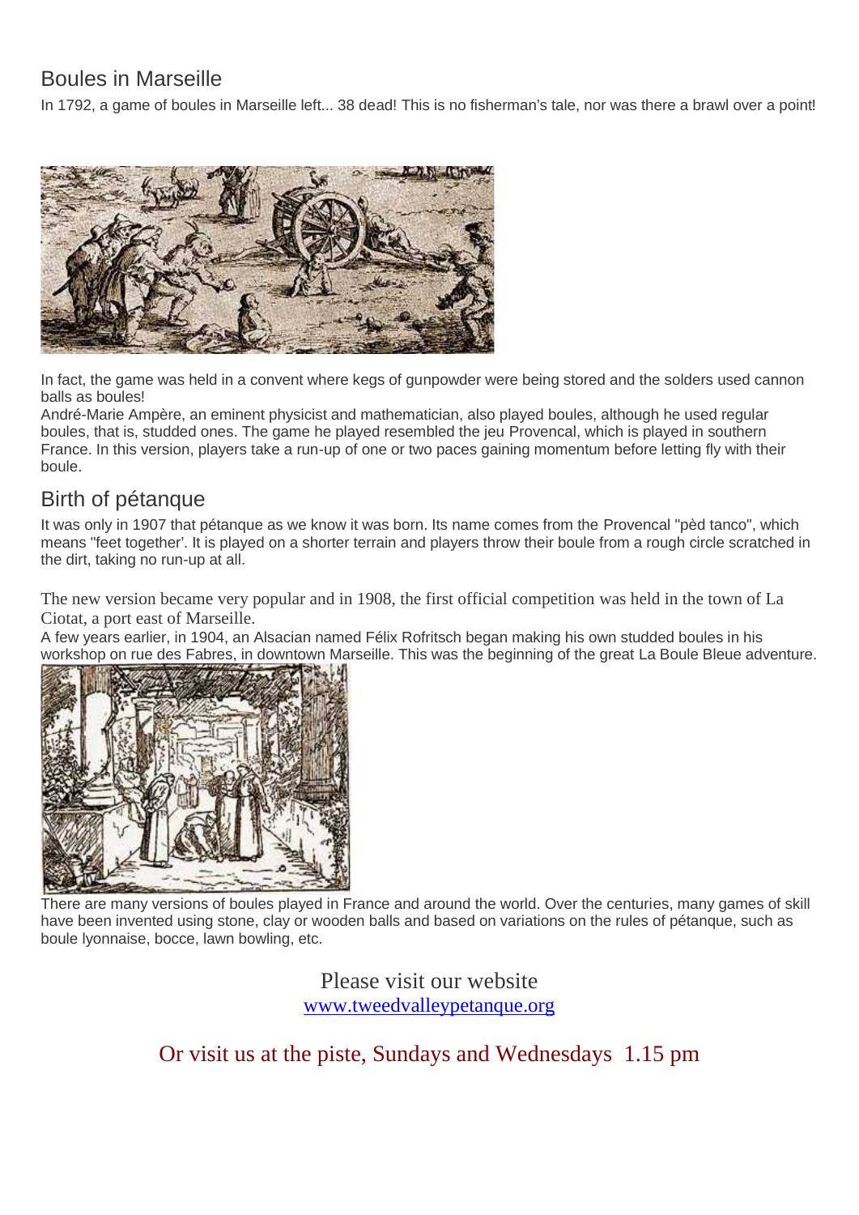## Boules in Marseille

In 1792, a game of boules in Marseille left... 38 dead! This is no fisherman's tale, nor was there a brawl over a point!

In fact, the game was held in a convent where kegs of gunpowder were being stored and the solders used cannon balls as boules!

André-Marie Ampère, an eminent physicist and mathematician, also played boules, although he used regular boules, that is, studded ones. The game he played resembled the jeu Provencal, which is played in southern France. In this version, players take a run-up of one or two paces gaining momentum before letting fly with their boule.

## Birth of pétanque

It was only in 1907 that pétanque as we know it was born. Its name comes from the Provencal "pèd tanco", which means "feet together'. It is played on a shorter terrain and players throw their boule from a rough circle scratched in the dirt, taking no run-up at all.

The new version became very popular and in 1908, the first official competition was held in the town of La Ciotat, a port east of Marseille.

A few years earlier, in 1904, an Alsacian named Félix Rofritsch began making his own studded boules in his workshop on rue des Fabres, in downtown Marseille. This was the beginning of the great La Boule Bleue adventure.

There are many versions of boules played in France and around the world. Over the centuries, many games of skill have been invented using stone, clay or wooden balls and based on variations on the rules of pétanque, such as boule lyonnaise, bocce, lawn bowling, etc.

Please visit our website
[www.tweedvalleypetanque.org](http://www.tweedvalleypetanque.org)

Or visit us at the piste, Sundays and Wednesdays 1.15 pm